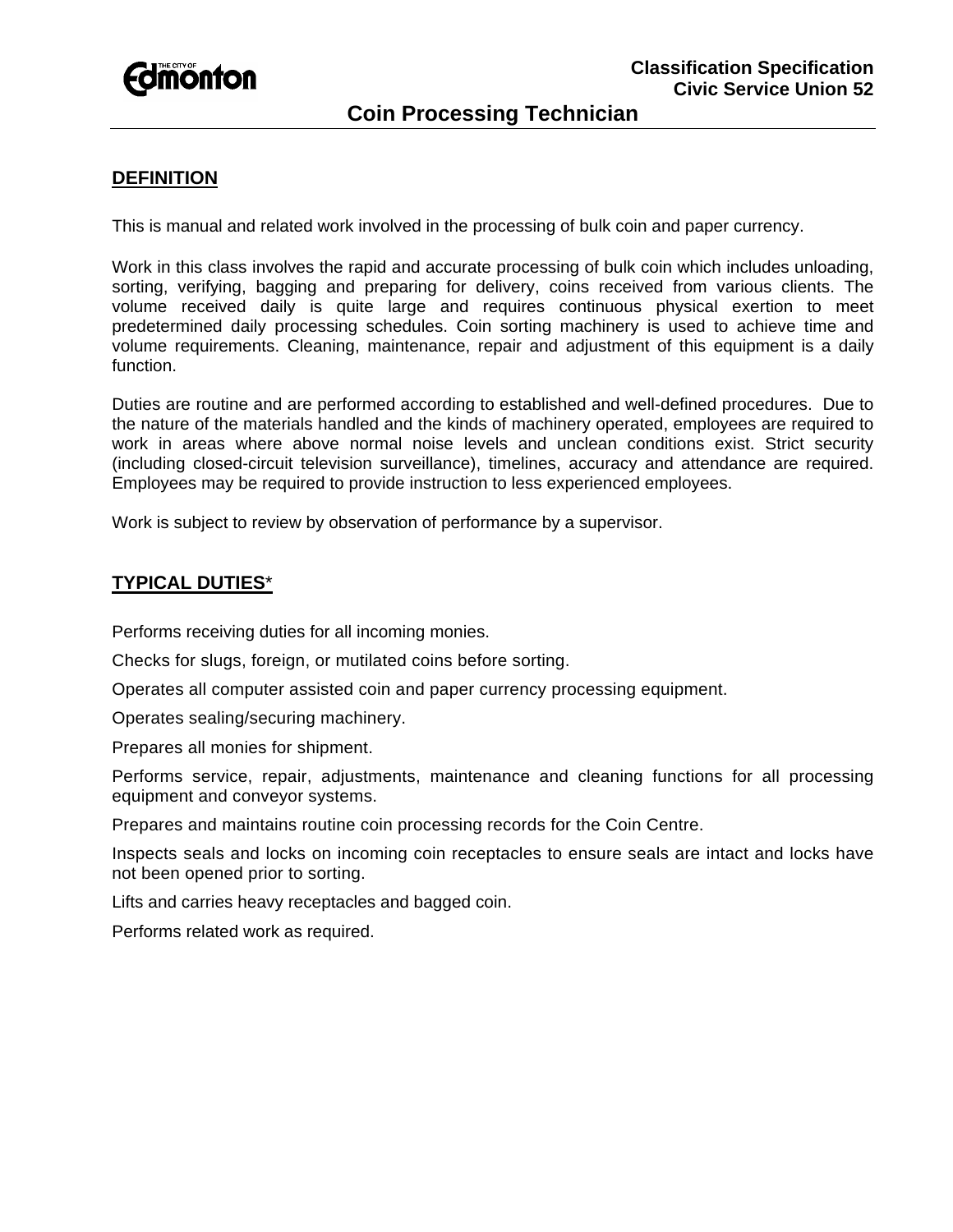Classification Specification
Civic Service Union 52

# Coin Processing Technician

## DEFINITION

This is manual and related work involved in the processing of bulk coin and paper currency.

Work in this class involves the rapid and accurate processing of bulk coin which includes unloading, sorting, verifying, bagging and preparing for delivery, coins received from various clients. The volume received daily is quite large and requires continuous physical exertion to meet predetermined daily processing schedules. Coin sorting machinery is used to achieve time and volume requirements. Cleaning, maintenance, repair and adjustment of this equipment is a daily function.

Duties are routine and are performed according to established and well-defined procedures. Due to the nature of the materials handled and the kinds of machinery operated, employees are required to work in areas where above normal noise levels and unclean conditions exist. Strict security (including closed-circuit television surveillance), timelines, accuracy and attendance are required. Employees may be required to provide instruction to less experienced employees.

Work is subject to review by observation of performance by a supervisor.

## TYPICAL DUTIES*

Performs receiving duties for all incoming monies.

Checks for slugs, foreign, or mutilated coins before sorting.

Operates all computer assisted coin and paper currency processing equipment.

Operates sealing/securing machinery.

Prepares all monies for shipment.

Performs service, repair, adjustments, maintenance and cleaning functions for all processing equipment and conveyor systems.

Prepares and maintains routine coin processing records for the Coin Centre.

Inspects seals and locks on incoming coin receptacles to ensure seals are intact and locks have not been opened prior to sorting.

Lifts and carries heavy receptacles and bagged coin.

Performs related work as required.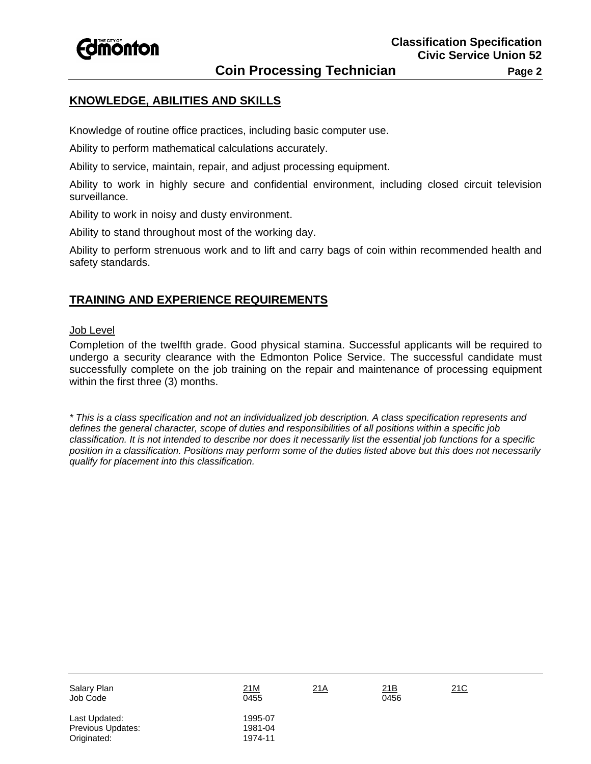## KNOWLEDGE, ABILITIES AND SKILLS

Knowledge of routine office practices, including basic computer use.

Ability to perform mathematical calculations accurately.

Ability to service, maintain, repair, and adjust processing equipment.

Ability to work in highly secure and confidential environment, including closed circuit television surveillance.

Ability to work in noisy and dusty environment.

Ability to stand throughout most of the working day.

Ability to perform strenuous work and to lift and carry bags of coin within recommended health and safety standards.

## TRAINING AND EXPERIENCE REQUIREMENTS

Job Level

Completion of the twelfth grade. Good physical stamina. Successful applicants will be required to undergo a security clearance with the Edmonton Police Service. The successful candidate must successfully complete on the job training on the repair and maintenance of processing equipment within the first three (3) months.

*\* This is a class specification and not an individualized job description. A class specification represents and defines the general character, scope of duties and responsibilities of all positions within a specific job classification. It is not intended to describe nor does it necessarily list the essential job functions for a specific position in a classification. Positions may perform some of the duties listed above but this does not necessarily qualify for placement into this classification.*

| | | | | |
|---|---|---|---|---|
| Salary Plan | 21M | 21A | 21B | 21C |
| Job Code | 0455 | | 0456 | |
| Last Updated: | 1995-07 | | | |
| Previous Updates: | 1981-04 | | | |
| Originated: | 1974-11 | | | |